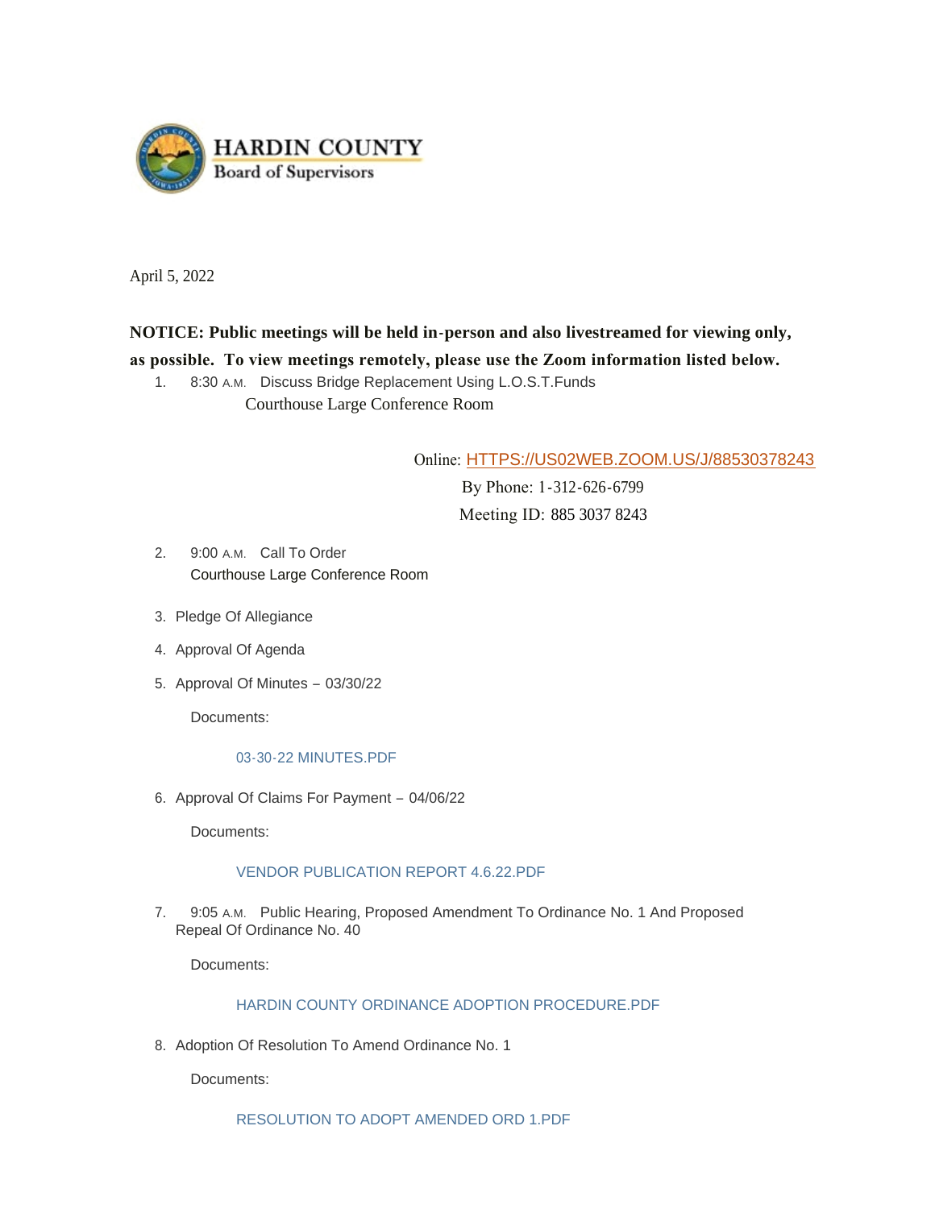**HARDIN COUNTY**
**Board of Supervisors**

April 5, 2022

**NOTICE: Public meetings will be held in-person and also livestreamed for viewing only, as possible. To view meetings remotely, please use the Zoom information listed below.**

1. 8:30 A.M. Discuss Bridge Replacement Using L.O.S.T.Funds
   Courthouse Large Conference Room

   Online: HTTPS://US02WEB.ZOOM.US/J/88530378243
   By Phone: 1-312-626-6799
   Meeting ID: 885 3037 8243

2. 9:00 A.M. Call To Order
   Courthouse Large Conference Room

3. Pledge Of Allegiance

4. Approval Of Agenda

5. Approval Of Minutes – 03/30/22

   Documents:

   03-30-22 MINUTES.PDF

6. Approval Of Claims For Payment – 04/06/22

   Documents:

   VENDOR PUBLICATION REPORT 4.6.22.PDF

7. 9:05 A.M. Public Hearing, Proposed Amendment To Ordinance No. 1 And Proposed Repeal Of Ordinance No. 40

   Documents:

   HARDIN COUNTY ORDINANCE ADOPTION PROCEDURE.PDF

8. Adoption Of Resolution To Amend Ordinance No. 1

   Documents:

   RESOLUTION TO ADOPT AMENDED ORD 1.PDF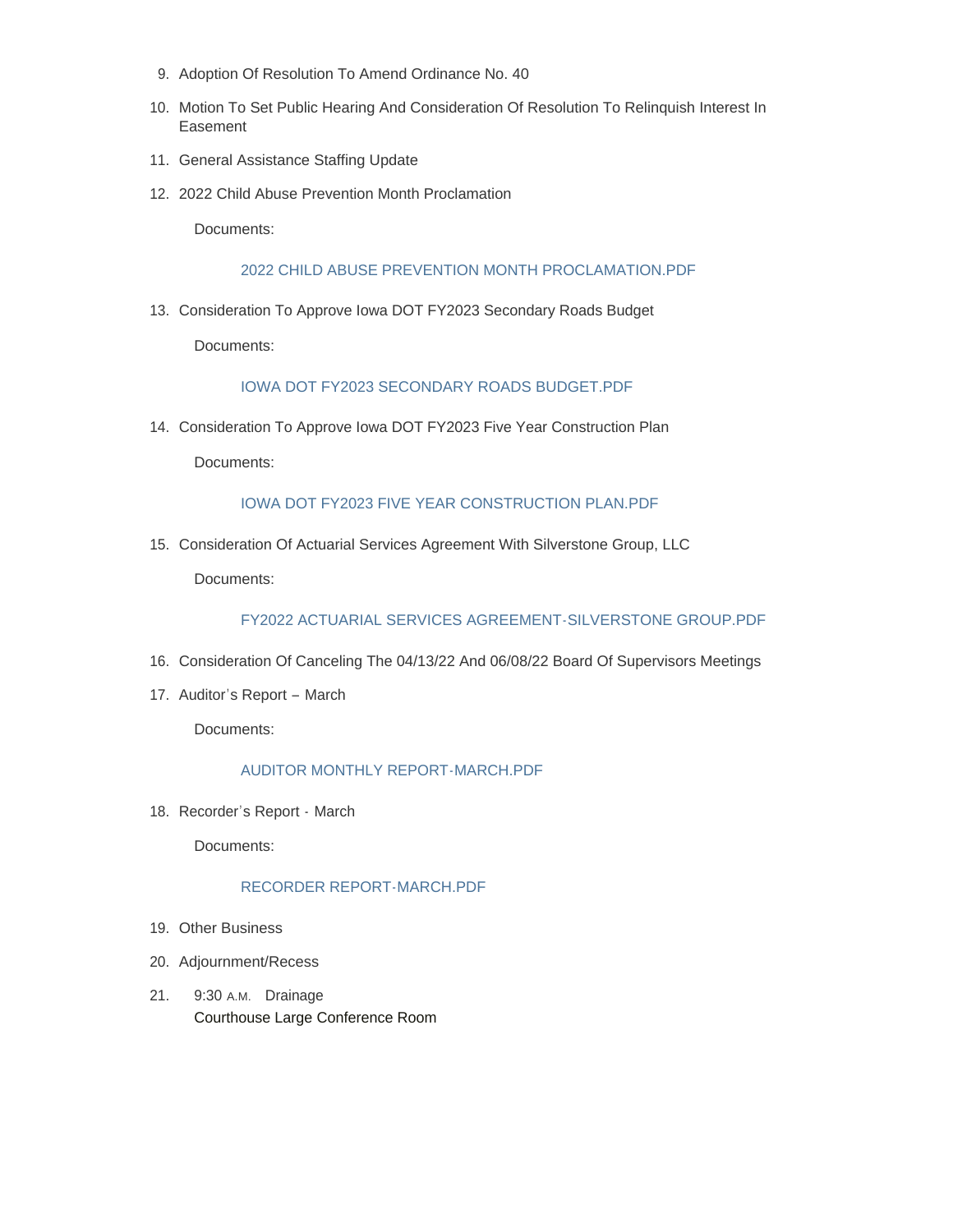9. Adoption Of Resolution To Amend Ordinance No. 40
10. Motion To Set Public Hearing And Consideration Of Resolution To Relinquish Interest In Easement
11. General Assistance Staffing Update
12. 2022 Child Abuse Prevention Month Proclamation

    Documents:

    2022 CHILD ABUSE PREVENTION MONTH PROCLAMATION.PDF

13. Consideration To Approve Iowa DOT FY2023 Secondary Roads Budget

    Documents:

    IOWA DOT FY2023 SECONDARY ROADS BUDGET.PDF

14. Consideration To Approve Iowa DOT FY2023 Five Year Construction Plan

    Documents:

    IOWA DOT FY2023 FIVE YEAR CONSTRUCTION PLAN.PDF

15. Consideration Of Actuarial Services Agreement With Silverstone Group, LLC

    Documents:

    FY2022 ACTUARIAL SERVICES AGREEMENT-SILVERSTONE GROUP.PDF

16. Consideration Of Canceling The 04/13/22 And 06/08/22 Board Of Supervisors Meetings
17. Auditor's Report – March

    Documents:

    AUDITOR MONTHLY REPORT-MARCH.PDF

18. Recorder's Report - March

    Documents:

    RECORDER REPORT-MARCH.PDF

19. Other Business
20. Adjournment/Recess
21. 9:30 A.M. Drainage
    Courthouse Large Conference Room